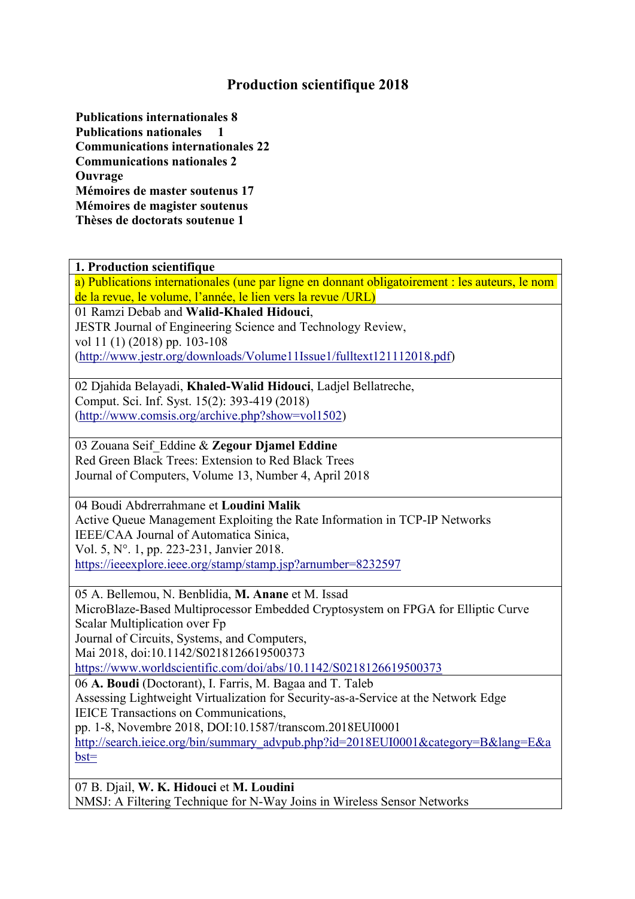# Production scientifique 2018

**Publications internationales 8**
**Publications nationales 1**
**Communications internationales 22**
**Communications nationales 2**
**Ouvrage**
**Mémoires de master soutenus 17**
**Mémoires de magister soutenus**
**Thèses de doctorats soutenue 1**

| **1. Production scientifique** |
|---|
| a) Publications internationales (une par ligne en donnant obligatoirement : les auteurs, le nom de la revue, le volume, l'année, le lien vers la revue /URL) |
| 01 Ramzi Debab and **Walid-Khaled Hidouci**,<br>JESTR Journal of Engineering Science and Technology Review,<br>vol 11 (1) (2018) pp. 103-108<br>(http://www.jestr.org/downloads/Volume11Issue1/fulltext121112018.pdf) |
| 02 Djahida Belayadi, **Khaled-Walid Hidouci**, Ladjel Bellatreche,<br>Comput. Sci. Inf. Syst. 15(2): 393-419 (2018)<br>(http://www.comsis.org/archive.php?show=vol1502) |
| 03 Zouana Seif_Eddine & **Zegour Djamel Eddine**<br>Red Green Black Trees: Extension to Red Black Trees<br>Journal of Computers, Volume 13, Number 4, April 2018 |
| 04 Boudi Abdrerrahmane et **Loudini Malik**<br>Active Queue Management Exploiting the Rate Information in TCP-IP Networks<br>IEEE/CAA Journal of Automatica Sinica,<br>Vol. 5, N°. 1, pp. 223-231, Janvier 2018.<br>https://ieeexplore.ieee.org/stamp/stamp.jsp?arnumber=8232597 |
| 05 A. Bellemou, N. Benblidia, **M. Anane** et M. Issad<br>MicroBlaze-Based Multiprocessor Embedded Cryptosystem on FPGA for Elliptic Curve Scalar Multiplication over Fp<br>Journal of Circuits, Systems, and Computers,<br>Mai 2018, doi:10.1142/S0218126619500373<br>https://www.worldscientific.com/doi/abs/10.1142/S0218126619500373 |
| 06 **A. Boudi** (Doctorant), I. Farris, M. Bagaa and T. Taleb<br>Assessing Lightweight Virtualization for Security-as-a-Service at the Network Edge<br>IEICE Transactions on Communications,<br>pp. 1-8, Novembre 2018, DOI:10.1587/transcom.2018EUI0001<br>http://search.ieice.org/bin/summary_advpub.php?id=2018EUI0001&category=B&lang=E&abst= |
| 07 B. Djail, **W. K. Hidouci** et **M. Loudini**<br>NMSJ: A Filtering Technique for N-Way Joins in Wireless Sensor Networks |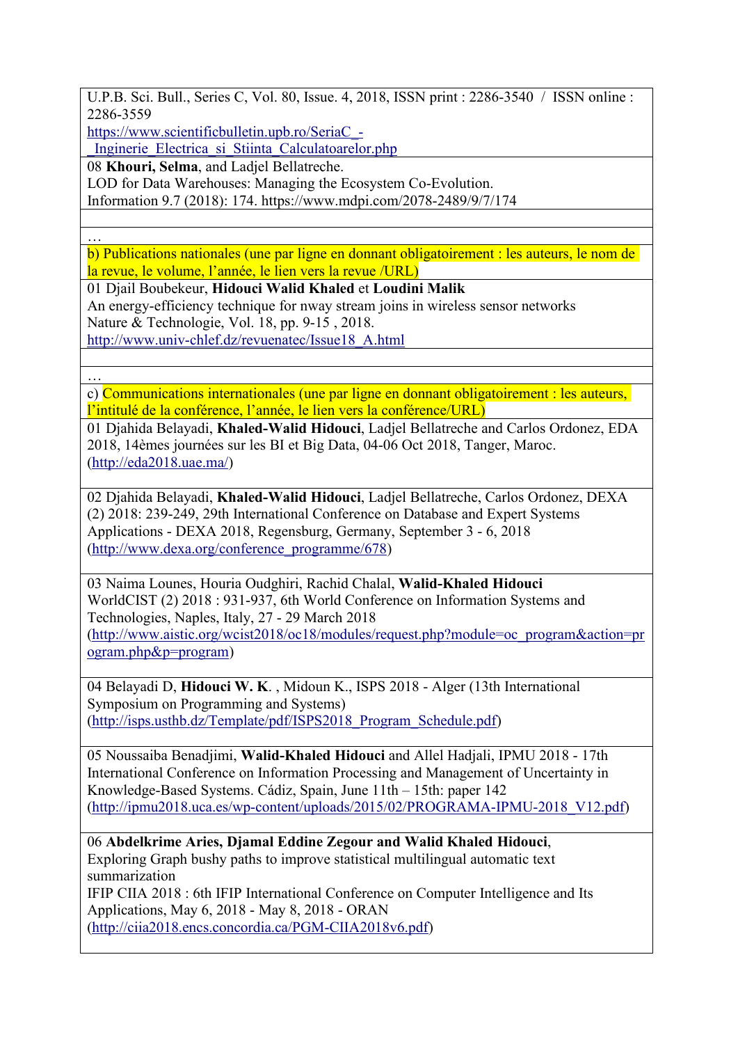U.P.B. Sci. Bull., Series C, Vol. 80, Issue. 4, 2018, ISSN print : 2286-3540 / ISSN online : 2286-3559
https://www.scientificbulletin.upb.ro/SeriaC_-_Inginerie_Electrica_si_Stiinta_Calculatoarelor.php

08 **Khouri, Selma**, and Ladjel Bellatreche.
LOD for Data Warehouses: Managing the Ecosystem Co-Evolution.
Information 9.7 (2018): 174. https://www.mdpi.com/2078-2489/9/7/174

…

b) Publications nationales (une par ligne en donnant obligatoirement : les auteurs, le nom de la revue, le volume, l'année, le lien vers la revue /URL)

01 Djail Boubekeur, **Hidouci Walid Khaled** et **Loudini Malik**
An energy-efficiency technique for nway stream joins in wireless sensor networks
Nature & Technologie, Vol. 18, pp. 9-15 , 2018.
http://www.univ-chlef.dz/revuenatec/Issue18_A.html

…

c) Communications internationales (une par ligne en donnant obligatoirement : les auteurs, l'intitulé de la conférence, l'année, le lien vers la conférence/URL)

01 Djahida Belayadi, **Khaled-Walid Hidouci**, Ladjel Bellatreche and Carlos Ordonez, EDA 2018, 14èmes journées sur les BI et Big Data, 04-06 Oct 2018, Tanger, Maroc. (http://eda2018.uae.ma/)

02 Djahida Belayadi, **Khaled-Walid Hidouci**, Ladjel Bellatreche, Carlos Ordonez, DEXA (2) 2018: 239-249, 29th International Conference on Database and Expert Systems Applications - DEXA 2018, Regensburg, Germany, September 3 - 6, 2018 (http://www.dexa.org/conference_programme/678)

03 Naima Lounes, Houria Oudghiri, Rachid Chalal, **Walid-Khaled Hidouci**
WorldCIST (2) 2018 : 931-937, 6th World Conference on Information Systems and Technologies, Naples, Italy, 27 - 29 March 2018
(http://www.aistic.org/wcist2018/oc18/modules/request.php?module=oc_program&action=program.php&p=program)

04 Belayadi D, **Hidouci W. K.** , Midoun K., ISPS 2018 - Alger (13th International Symposium on Programming and Systems)
(http://isps.usthb.dz/Template/pdf/ISPS2018_Program_Schedule.pdf)

05 Noussaiba Benadjimi, **Walid-Khaled Hidouci** and Allel Hadjali, IPMU 2018 - 17th International Conference on Information Processing and Management of Uncertainty in Knowledge-Based Systems. Cádiz, Spain, June 11th – 15th: paper 142
(http://ipmu2018.uca.es/wp-content/uploads/2015/02/PROGRAMA-IPMU-2018_V12.pdf)

06 **Abdelkrime Aries, Djamal Eddine Zegour and Walid Khaled Hidouci**,
Exploring Graph bushy paths to improve statistical multilingual automatic text summarization
IFIP CIIA 2018 : 6th IFIP International Conference on Computer Intelligence and Its Applications, May 6, 2018 - May 8, 2018 - ORAN
(http://ciia2018.encs.concordia.ca/PGM-CIIA2018v6.pdf)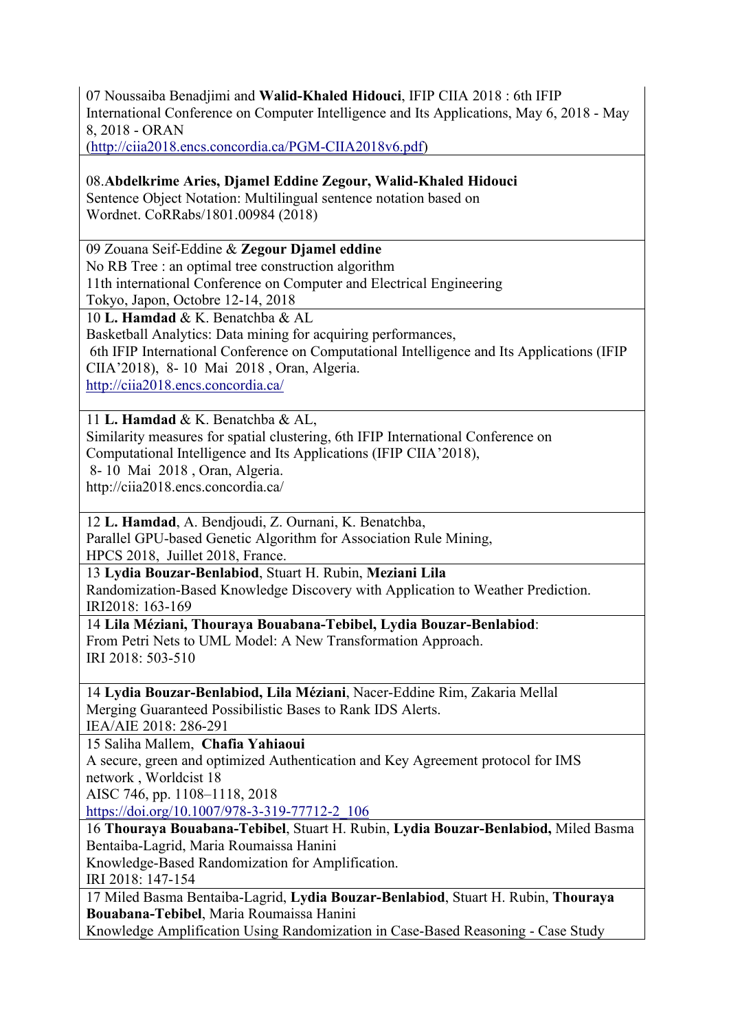07 Noussaiba Benadjimi and **Walid-Khaled Hidouci**, IFIP CIIA 2018 : 6th IFIP International Conference on Computer Intelligence and Its Applications, May 6, 2018 - May 8, 2018 - ORAN
(http://ciia2018.encs.concordia.ca/PGM-CIIA2018v6.pdf)

08.**Abdelkrime Aries, Djamel Eddine Zegour, Walid-Khaled Hidouci**
Sentence Object Notation: Multilingual sentence notation based on Wordnet. CoRRabs/1801.00984 (2018)

09 Zouana Seif-Eddine & **Zegour Djamel eddine**
No RB Tree : an optimal tree construction algorithm
11th international Conference on Computer and Electrical Engineering
Tokyo, Japon, Octobre 12-14, 2018

10 **L. Hamdad** & K. Benatchba & AL
Basketball Analytics: Data mining for acquiring performances,
6th IFIP International Conference on Computational Intelligence and Its Applications (IFIP CIIA'2018), 8- 10 Mai 2018 , Oran, Algeria.
http://ciia2018.encs.concordia.ca/

11 **L. Hamdad** & K. Benatchba & AL,
Similarity measures for spatial clustering, 6th IFIP International Conference on Computational Intelligence and Its Applications (IFIP CIIA'2018),
8- 10 Mai 2018 , Oran, Algeria.
http://ciia2018.encs.concordia.ca/

12 **L. Hamdad**, A. Bendjoudi, Z. Ournani, K. Benatchba,
Parallel GPU-based Genetic Algorithm for Association Rule Mining,
HPCS 2018, Juillet 2018, France.

13 **Lydia Bouzar-Benlabiod**, Stuart H. Rubin, **Meziani Lila**
Randomization-Based Knowledge Discovery with Application to Weather Prediction.
IRI2018: 163-169

14 **Lila Méziani, Thouraya Bouabana-Tebibel, Lydia Bouzar-Benlabiod**:
From Petri Nets to UML Model: A New Transformation Approach.
IRI 2018: 503-510

14 **Lydia Bouzar-Benlabiod, Lila Méziani**, Nacer-Eddine Rim, Zakaria Mellal
Merging Guaranteed Possibilistic Bases to Rank IDS Alerts.
IEA/AIE 2018: 286-291

15 Saliha Mallem, **Chafia Yahiaoui**
A secure, green and optimized Authentication and Key Agreement protocol for IMS network , Worldcist 18
AISC 746, pp. 1108–1118, 2018
https://doi.org/10.1007/978-3-319-77712-2_106

16 **Thouraya Bouabana-Tebibel**, Stuart H. Rubin, **Lydia Bouzar-Benlabiod,** Miled Basma Bentaiba-Lagrid, Maria Roumaissa Hanini
Knowledge-Based Randomization for Amplification.
IRI 2018: 147-154

17 Miled Basma Bentaiba-Lagrid, **Lydia Bouzar-Benlabiod**, Stuart H. Rubin, **Thouraya Bouabana-Tebibel**, Maria Roumaissa Hanini
Knowledge Amplification Using Randomization in Case-Based Reasoning - Case Study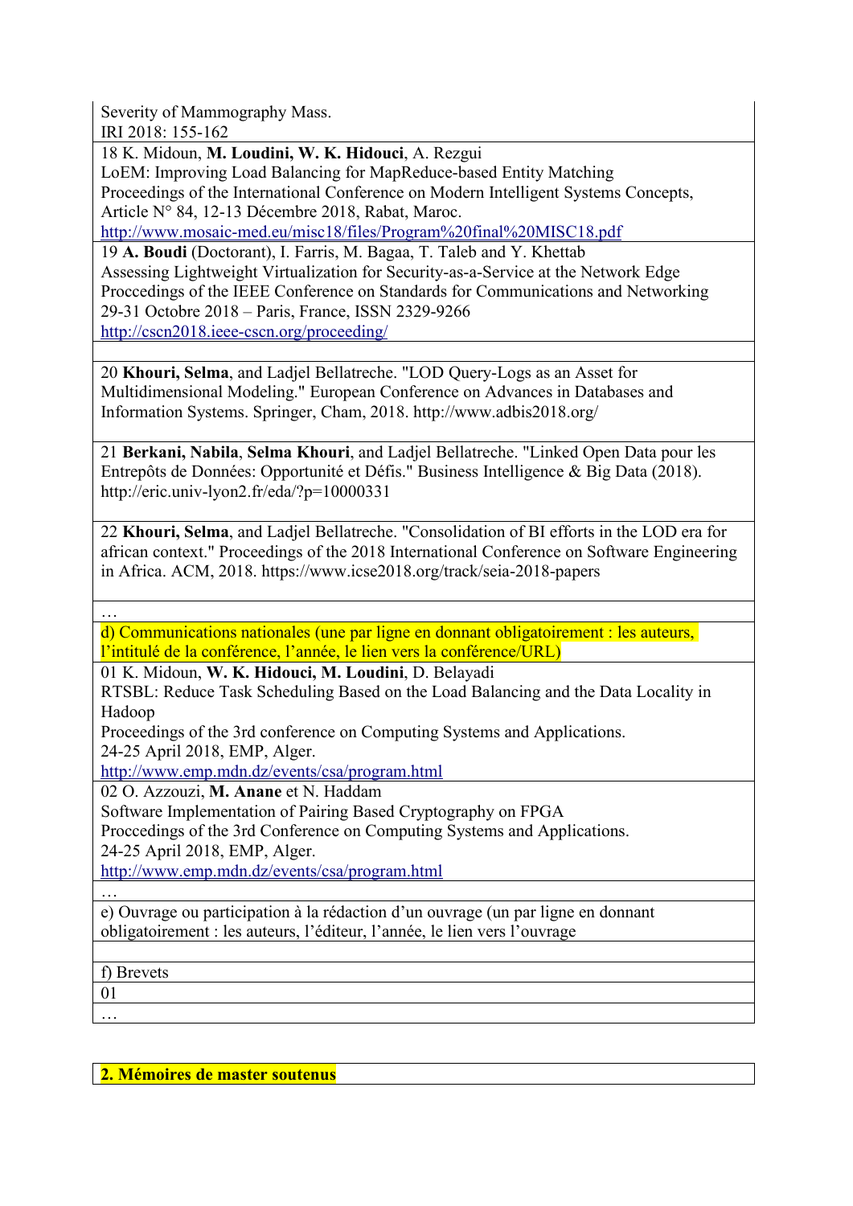Severity of Mammography Mass.
IRI 2018: 155-162

18 K. Midoun, **M. Loudini, W. K. Hidouci**, A. Rezgui
LoEM: Improving Load Balancing for MapReduce-based Entity Matching
Proceedings of the International Conference on Modern Intelligent Systems Concepts, Article N° 84, 12-13 Décembre 2018, Rabat, Maroc.
http://www.mosaic-med.eu/misc18/files/Program%20final%20MISC18.pdf

19 **A. Boudi** (Doctorant), I. Farris, M. Bagaa, T. Taleb and Y. Khettab
Assessing Lightweight Virtualization for Security-as-a-Service at the Network Edge
Proccedings of the IEEE Conference on Standards for Communications and Networking
29-31 Octobre 2018 – Paris, France, ISSN 2329-9266
http://cscn2018.ieee-cscn.org/proceeding/

20 **Khouri, Selma**, and Ladjel Bellatreche. "LOD Query-Logs as an Asset for Multidimensional Modeling." European Conference on Advances in Databases and Information Systems. Springer, Cham, 2018. http://www.adbis2018.org/

21 **Berkani, Nabila**, **Selma Khouri**, and Ladjel Bellatreche. "Linked Open Data pour les Entrepôts de Données: Opportunité et Défis." Business Intelligence & Big Data (2018). http://eric.univ-lyon2.fr/eda/?p=10000331

22 **Khouri, Selma**, and Ladjel Bellatreche. "Consolidation of BI efforts in the LOD era for african context." Proceedings of the 2018 International Conference on Software Engineering in Africa. ACM, 2018. https://www.icse2018.org/track/seia-2018-papers

…

d) Communications nationales (une par ligne en donnant obligatoirement : les auteurs, l'intitulé de la conférence, l'année, le lien vers la conférence/URL)

01 K. Midoun, **W. K. Hidouci, M. Loudini**, D. Belayadi
RTSBL: Reduce Task Scheduling Based on the Load Balancing and the Data Locality in Hadoop
Proceedings of the 3rd conference on Computing Systems and Applications.
24-25 April 2018, EMP, Alger.
http://www.emp.mdn.dz/events/csa/program.html

02 O. Azzouzi, **M. Anane** et N. Haddam
Software Implementation of Pairing Based Cryptography on FPGA
Proccedings of the 3rd Conference on Computing Systems and Applications.
24-25 April 2018, EMP, Alger.
http://www.emp.mdn.dz/events/csa/program.html

…

e) Ouvrage ou participation à la rédaction d'un ouvrage (un par ligne en donnant obligatoirement : les auteurs, l'éditeur, l'année, le lien vers l'ouvrage

f) Brevets

01

…

## 2. Mémoires de master soutenus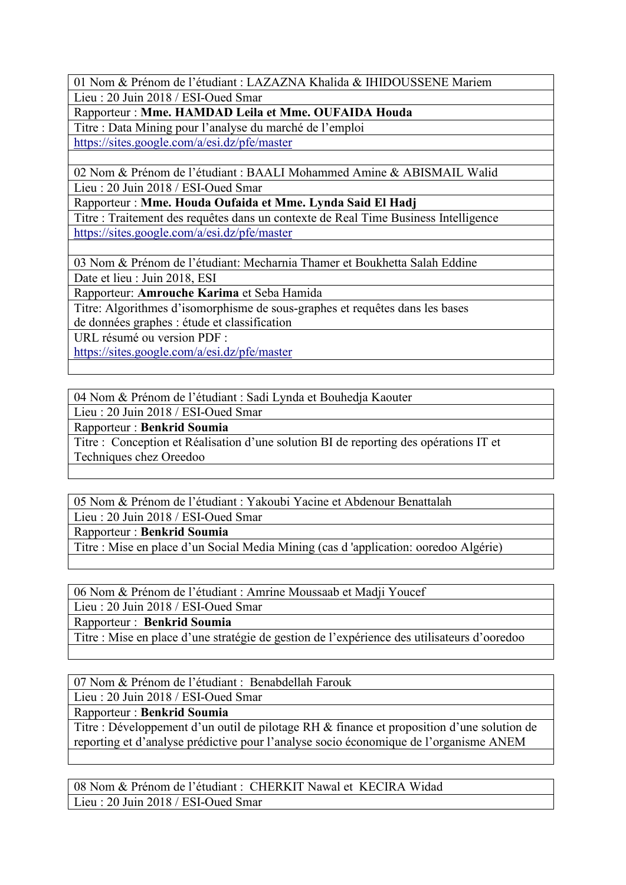| 01 Nom & Prénom de l'étudiant : LAZAZNA Khalida & IHIDOUSSENE Mariem |
|---|
| Lieu : 20 Juin 2018 / ESI-Oued Smar |
| Rapporteur : **Mme. HAMDAD Leila et Mme. OUFAIDA Houda** |
| Titre : Data Mining pour l'analyse du marché de l'emploi |
| https://sites.google.com/a/esi.dz/pfe/master |
| |
| 02 Nom & Prénom de l'étudiant : BAALI Mohammed Amine & ABISMAIL Walid |
| Lieu : 20 Juin 2018 / ESI-Oued Smar |
| Rapporteur : **Mme. Houda Oufaida et Mme. Lynda Said El Hadj** |
| Titre : Traitement des requêtes dans un contexte de Real Time Business Intelligence |
| https://sites.google.com/a/esi.dz/pfe/master |
| |
| 03 Nom & Prénom de l'étudiant: Mecharnia Thamer et Boukhetta Salah Eddine |
| Date et lieu : Juin 2018, ESI |
| Rapporteur: **Amrouche Karima** et Seba Hamida |
| Titre: Algorithmes d'isomorphisme de sous-graphes et requêtes dans les bases de données graphes : étude et classification |
| URL résumé ou version PDF : https://sites.google.com/a/esi.dz/pfe/master |
| |

| 04 Nom & Prénom de l'étudiant : Sadi Lynda et Bouhedja Kaouter |
|---|
| Lieu : 20 Juin 2018 / ESI-Oued Smar |
| Rapporteur : **Benkrid Soumia** |
| Titre : Conception et Réalisation d'une solution BI de reporting des opérations IT et Techniques chez Oreedoo |
| |

| 05 Nom & Prénom de l'étudiant : Yakoubi Yacine et Abdenour Benattalah |
|---|
| Lieu : 20 Juin 2018 / ESI-Oued Smar |
| Rapporteur : **Benkrid Soumia** |
| Titre : Mise en place d'un Social Media Mining (cas d 'application: ooredoo Algérie) |
| |

| 06 Nom & Prénom de l'étudiant : Amrine Moussaab et Madji Youcef |
|---|
| Lieu : 20 Juin 2018 / ESI-Oued Smar |
| Rapporteur : **Benkrid Soumia** |
| Titre : Mise en place d'une stratégie de gestion de l'expérience des utilisateurs d'ooredoo |
| |

| 07 Nom & Prénom de l'étudiant : Benabdellah Farouk |
|---|
| Lieu : 20 Juin 2018 / ESI-Oued Smar |
| Rapporteur : **Benkrid Soumia** |
| Titre : Développement d'un outil de pilotage RH & finance et proposition d'une solution de reporting et d'analyse prédictive pour l'analyse socio économique de l'organisme ANEM |
| |

| 08 Nom & Prénom de l'étudiant : CHERKIT Nawal et KECIRA Widad |
|---|
| Lieu : 20 Juin 2018 / ESI-Oued Smar |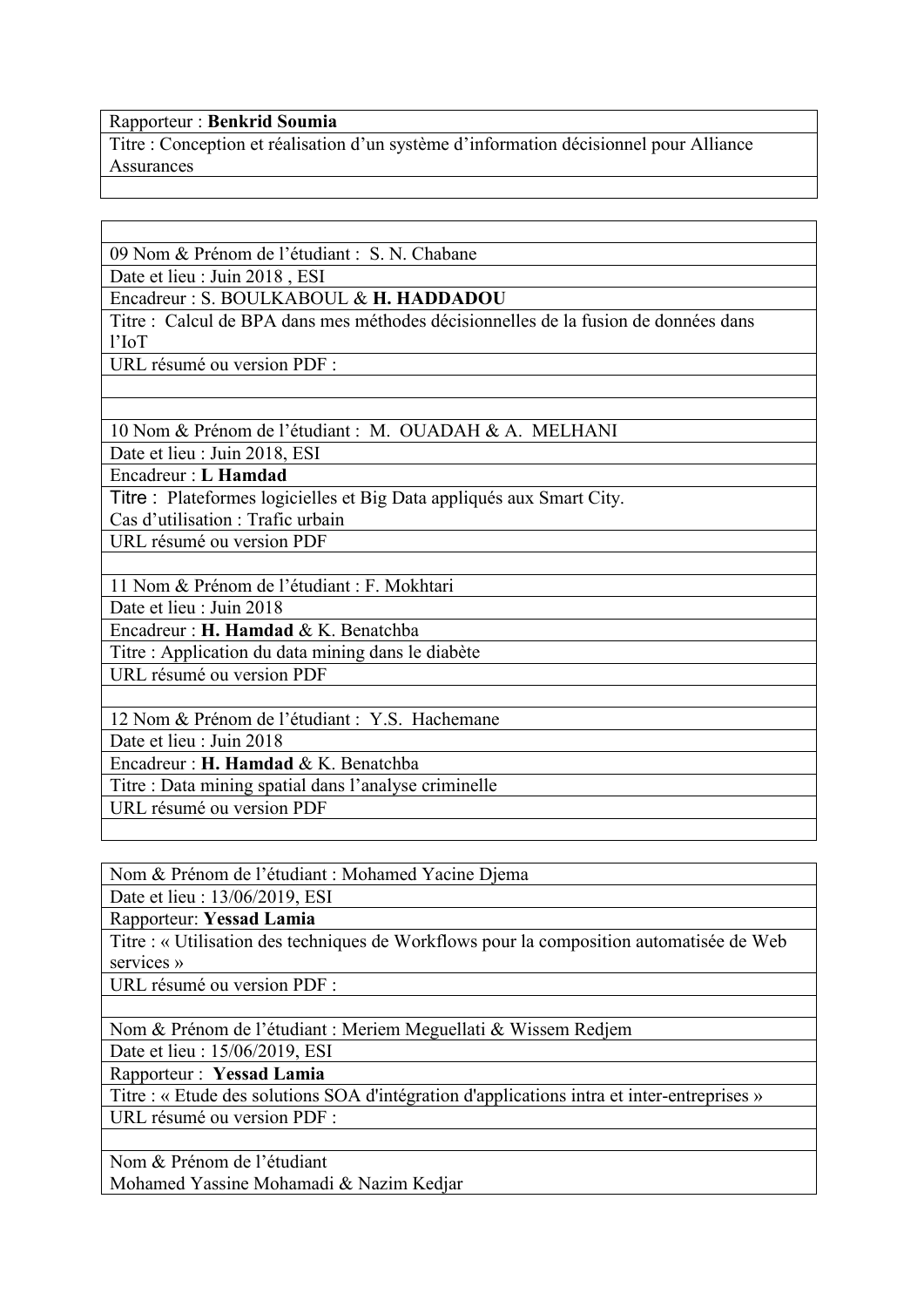| Rapporteur : **Benkrid Soumia** |
|---|
| Titre : Conception et réalisation d'un système d'information décisionnel pour Alliance Assurances |
| |

| |
|---|
| 09 Nom & Prénom de l'étudiant : S. N. Chabane |
| Date et lieu : Juin 2018 , ESI |
| Encadreur : S. BOULKABOUL & **H. HADDADOU** |
| Titre : Calcul de BPA dans mes méthodes décisionnelles de la fusion de données dans l'IoT |
| URL résumé ou version PDF : |
| |
| |
| 10 Nom & Prénom de l'étudiant : M. OUADAH & A. MELHANI |
| Date et lieu : Juin 2018, ESI |
| Encadreur : **L Hamdad** |
| Titre : Plateformes logicielles et Big Data appliqués aux Smart City. Cas d'utilisation : Trafic urbain |
| URL résumé ou version PDF |
| |
| 11 Nom & Prénom de l'étudiant : F. Mokhtari |
| Date et lieu : Juin 2018 |
| Encadreur : **H. Hamdad** & K. Benatchba |
| Titre : Application du data mining dans le diabète |
| URL résumé ou version PDF |
| |
| 12 Nom & Prénom de l'étudiant : Y.S. Hachemane |
| Date et lieu : Juin 2018 |
| Encadreur : **H. Hamdad** & K. Benatchba |
| Titre : Data mining spatial dans l'analyse criminelle |
| URL résumé ou version PDF |
| |

| Nom & Prénom de l'étudiant : Mohamed Yacine Djema |
|---|
| Date et lieu : 13/06/2019, ESI |
| Rapporteur: **Yessad Lamia** |
| Titre : « Utilisation des techniques de Workflows pour la composition automatisée de Web services » |
| URL résumé ou version PDF : |
| |
| Nom & Prénom de l'étudiant : Meriem Meguellati & Wissem Redjem |
| Date et lieu : 15/06/2019, ESI |
| Rapporteur : **Yessad Lamia** |
| Titre : « Etude des solutions SOA d'intégration d'applications intra et inter-entreprises » |
| URL résumé ou version PDF : |
| |
| Nom & Prénom de l'étudiant Mohamed Yassine Mohamadi & Nazim Kedjar |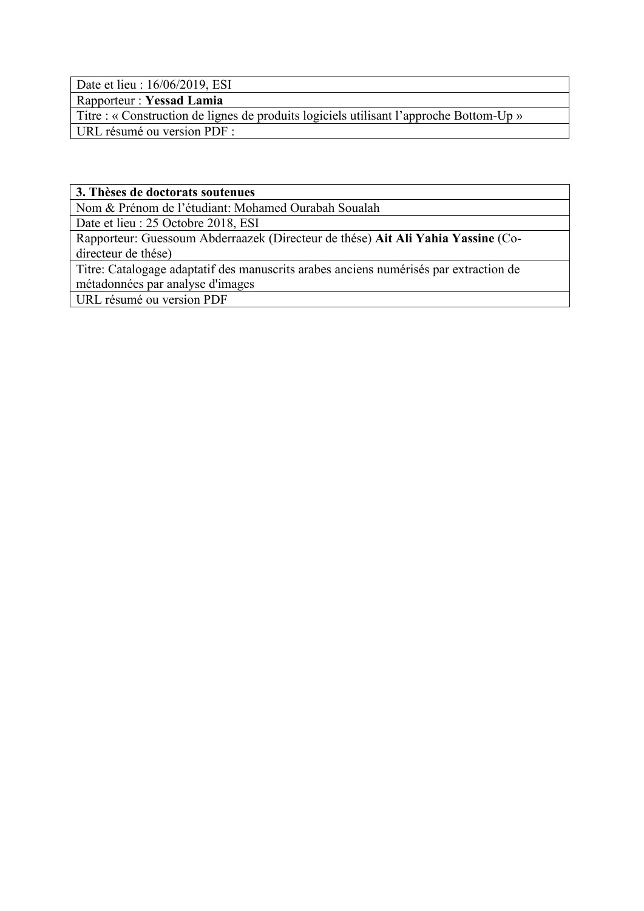| |
|---|
| Date et lieu : 16/06/2019, ESI |
| Rapporteur : **Yessad Lamia** |
| Titre : « Construction de lignes de produits logiciels utilisant l'approche Bottom-Up » |
| URL résumé ou version PDF : |

| **3. Thèses de doctorats soutenues** |
|---|
| Nom & Prénom de l'étudiant: Mohamed Ourabah Soualah |
| Date et lieu : 25 Octobre 2018, ESI |
| Rapporteur: Guessoum Abderraazek (Directeur de thése) **Ait Ali Yahia Yassine** (Co-directeur de thése) |
| Titre: Catalogage adaptatif des manuscrits arabes anciens numérisés par extraction de métadonnées par analyse d'images |
| URL résumé ou version PDF |